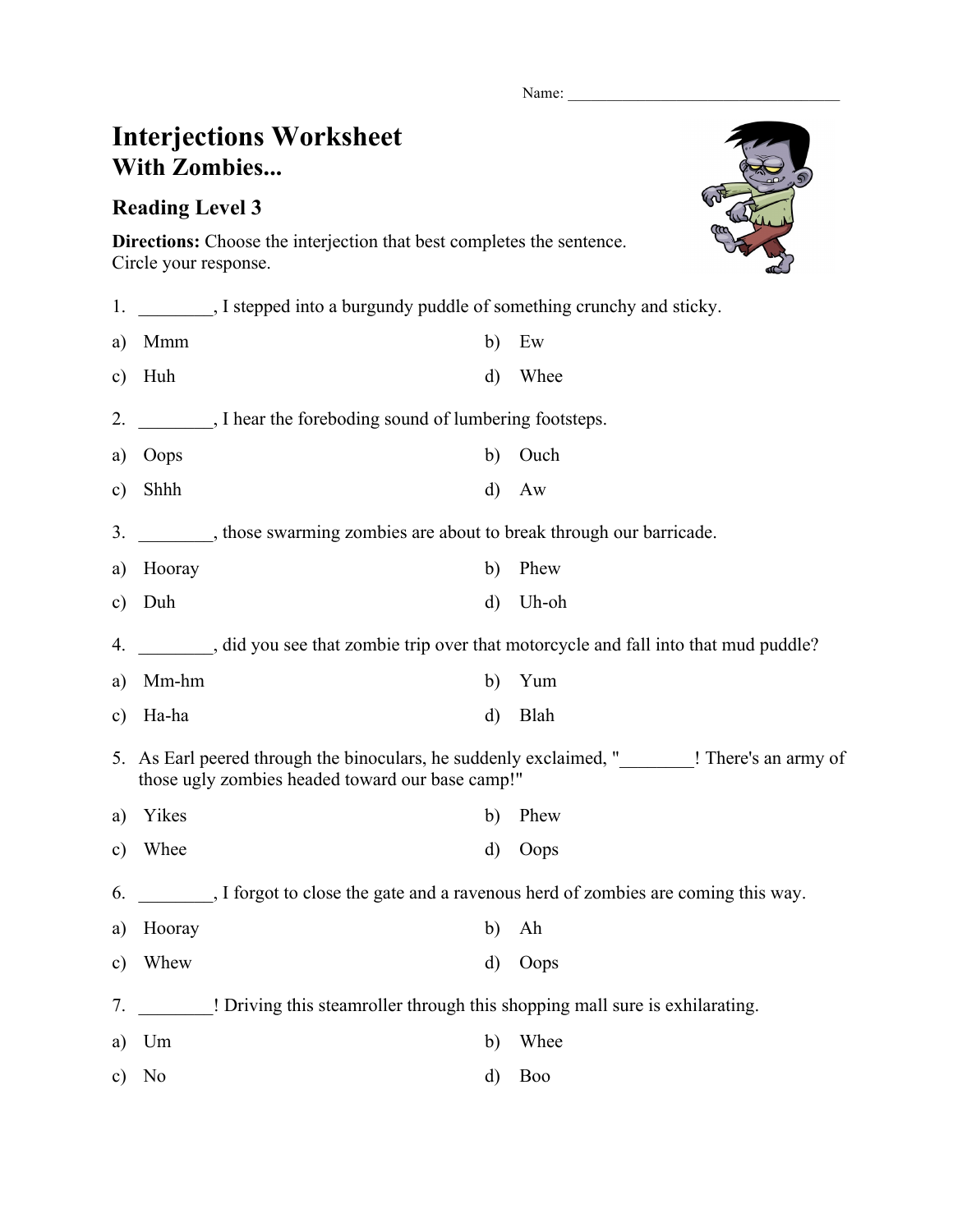Name: ___________________________________

# Interjections Worksheet
## With Zombies...

### Reading Level 3

**Directions:** Choose the interjection that best completes the sentence. Circle your response.

1. ________, I stepped into a burgundy puddle of something crunchy and sticky.

a) Mmm  
b) Ew  
c) Huh  
d) Whee

2. ________, I hear the foreboding sound of lumbering footsteps.

a) Oops  
b) Ouch  
c) Shhh  
d) Aw

3. ________, those swarming zombies are about to break through our barricade.

a) Hooray  
b) Phew  
c) Duh  
d) Uh-oh

4. ________, did you see that zombie trip over that motorcycle and fall into that mud puddle?

a) Mm-hm  
b) Yum  
c) Ha-ha  
d) Blah

5. As Earl peered through the binoculars, he suddenly exclaimed, "________! There's an army of those ugly zombies headed toward our base camp!"

a) Yikes  
b) Phew  
c) Whee  
d) Oops

6. ________, I forgot to close the gate and a ravenous herd of zombies are coming this way.

a) Hooray  
b) Ah  
c) Whew  
d) Oops

7. ________! Driving this steamroller through this shopping mall sure is exhilarating.

a) Um  
b) Whee  
c) No  
d) Boo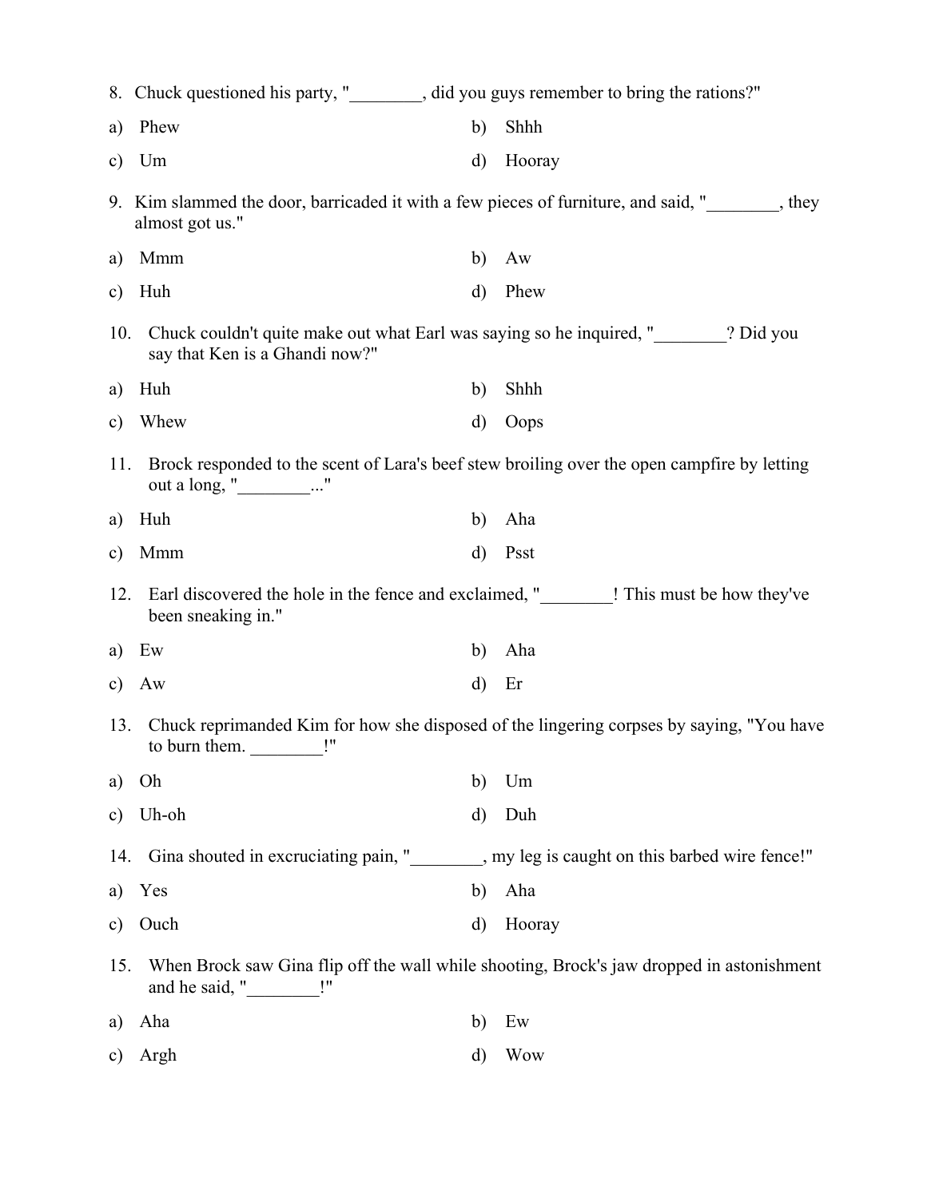8. Chuck questioned his party, "________, did you guys remember to bring the rations?"

a) Phew
b) Shhh
c) Um
d) Hooray

9. Kim slammed the door, barricaded it with a few pieces of furniture, and said, "________, they almost got us."

a) Mmm
b) Aw
c) Huh
d) Phew

10. Chuck couldn't quite make out what Earl was saying so he inquired, "________? Did you say that Ken is a Ghandi now?"

a) Huh
b) Shhh
c) Whew
d) Oops

11. Brock responded to the scent of Lara's beef stew broiling over the open campfire by letting out a long, "________..."

a) Huh
b) Aha
c) Mmm
d) Psst

12. Earl discovered the hole in the fence and exclaimed, "________! This must be how they've been sneaking in."

a) Ew
b) Aha
c) Aw
d) Er

13. Chuck reprimanded Kim for how she disposed of the lingering corpses by saying, "You have to burn them. ________!"

a) Oh
b) Um
c) Uh-oh
d) Duh

14. Gina shouted in excruciating pain, "________, my leg is caught on this barbed wire fence!"

a) Yes
b) Aha
c) Ouch
d) Hooray

15. When Brock saw Gina flip off the wall while shooting, Brock's jaw dropped in astonishment and he said, "________!"

a) Aha
b) Ew
c) Argh
d) Wow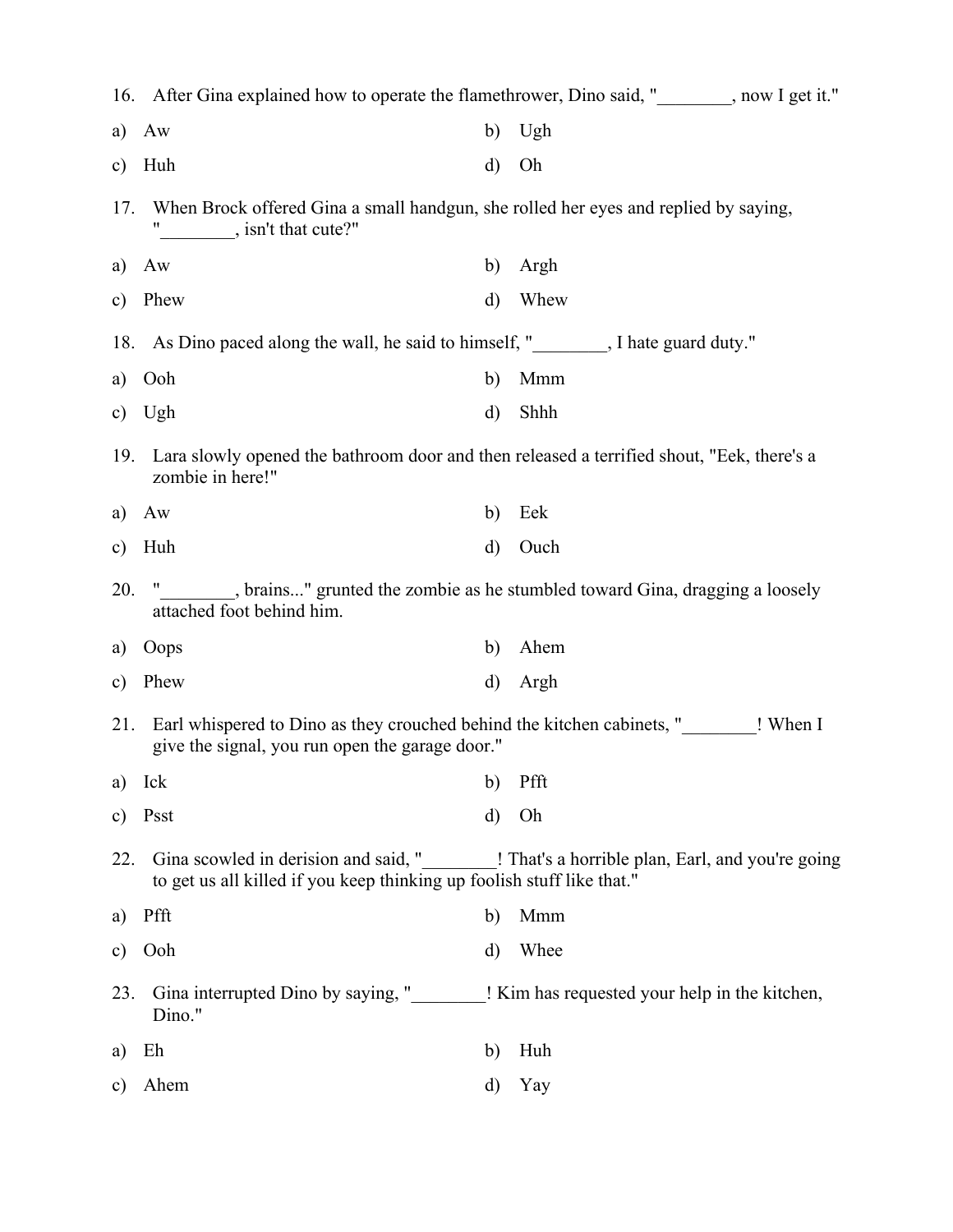16. After Gina explained how to operate the flamethrower, Dino said, "________, now I get it."

a) Aw
b) Ugh
c) Huh
d) Oh

17. When Brock offered Gina a small handgun, she rolled her eyes and replied by saying, "________, isn't that cute?"

a) Aw
b) Argh
c) Phew
d) Whew

18. As Dino paced along the wall, he said to himself, "________, I hate guard duty."

a) Ooh
b) Mmm
c) Ugh
d) Shhh

19. Lara slowly opened the bathroom door and then released a terrified shout, "Eek, there's a zombie in here!"

a) Aw
b) Eek
c) Huh
d) Ouch

20. "________, brains..." grunted the zombie as he stumbled toward Gina, dragging a loosely attached foot behind him.

a) Oops
b) Ahem
c) Phew
d) Argh

21. Earl whispered to Dino as they crouched behind the kitchen cabinets, "________! When I give the signal, you run open the garage door."

a) Ick
b) Pfft
c) Psst
d) Oh

22. Gina scowled in derision and said, "________! That's a horrible plan, Earl, and you're going to get us all killed if you keep thinking up foolish stuff like that."

a) Pfft
b) Mmm
c) Ooh
d) Whee

23. Gina interrupted Dino by saying, "________! Kim has requested your help in the kitchen, Dino."

a) Eh
b) Huh
c) Ahem
d) Yay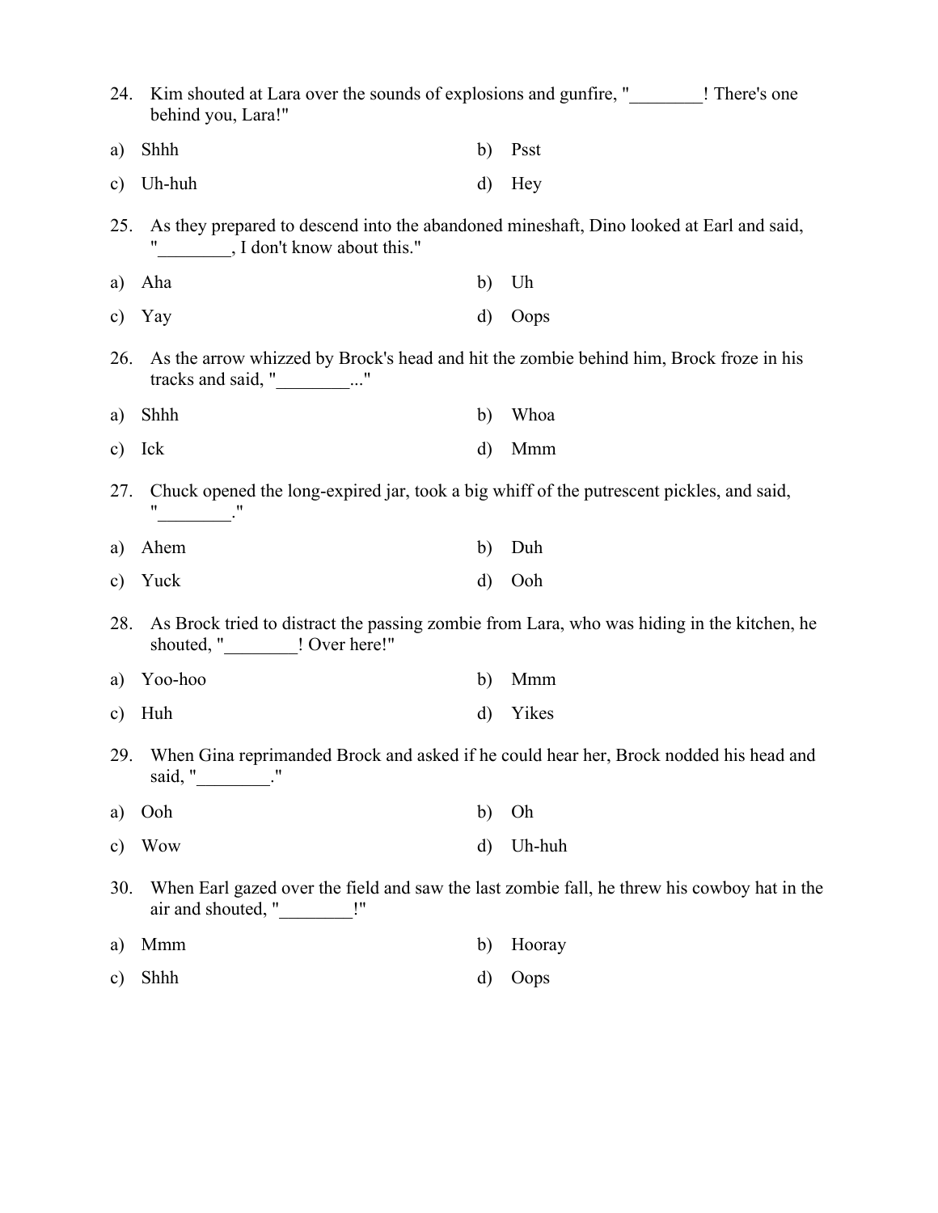24. Kim shouted at Lara over the sounds of explosions and gunfire, "________! There's one behind you, Lara!"

a) Shhh
b) Psst
c) Uh-huh
d) Hey

25. As they prepared to descend into the abandoned mineshaft, Dino looked at Earl and said, "________, I don't know about this."

a) Aha
b) Uh
c) Yay
d) Oops

26. As the arrow whizzed by Brock's head and hit the zombie behind him, Brock froze in his tracks and said, "________..."

a) Shhh
b) Whoa
c) Ick
d) Mmm

27. Chuck opened the long-expired jar, took a big whiff of the putrescent pickles, and said, "________."

a) Ahem
b) Duh
c) Yuck
d) Ooh

28. As Brock tried to distract the passing zombie from Lara, who was hiding in the kitchen, he shouted, "________! Over here!"

a) Yoo-hoo
b) Mmm
c) Huh
d) Yikes

29. When Gina reprimanded Brock and asked if he could hear her, Brock nodded his head and said, "________."

a) Ooh
b) Oh
c) Wow
d) Uh-huh

30. When Earl gazed over the field and saw the last zombie fall, he threw his cowboy hat in the air and shouted, "________!"

a) Mmm
b) Hooray
c) Shhh
d) Oops